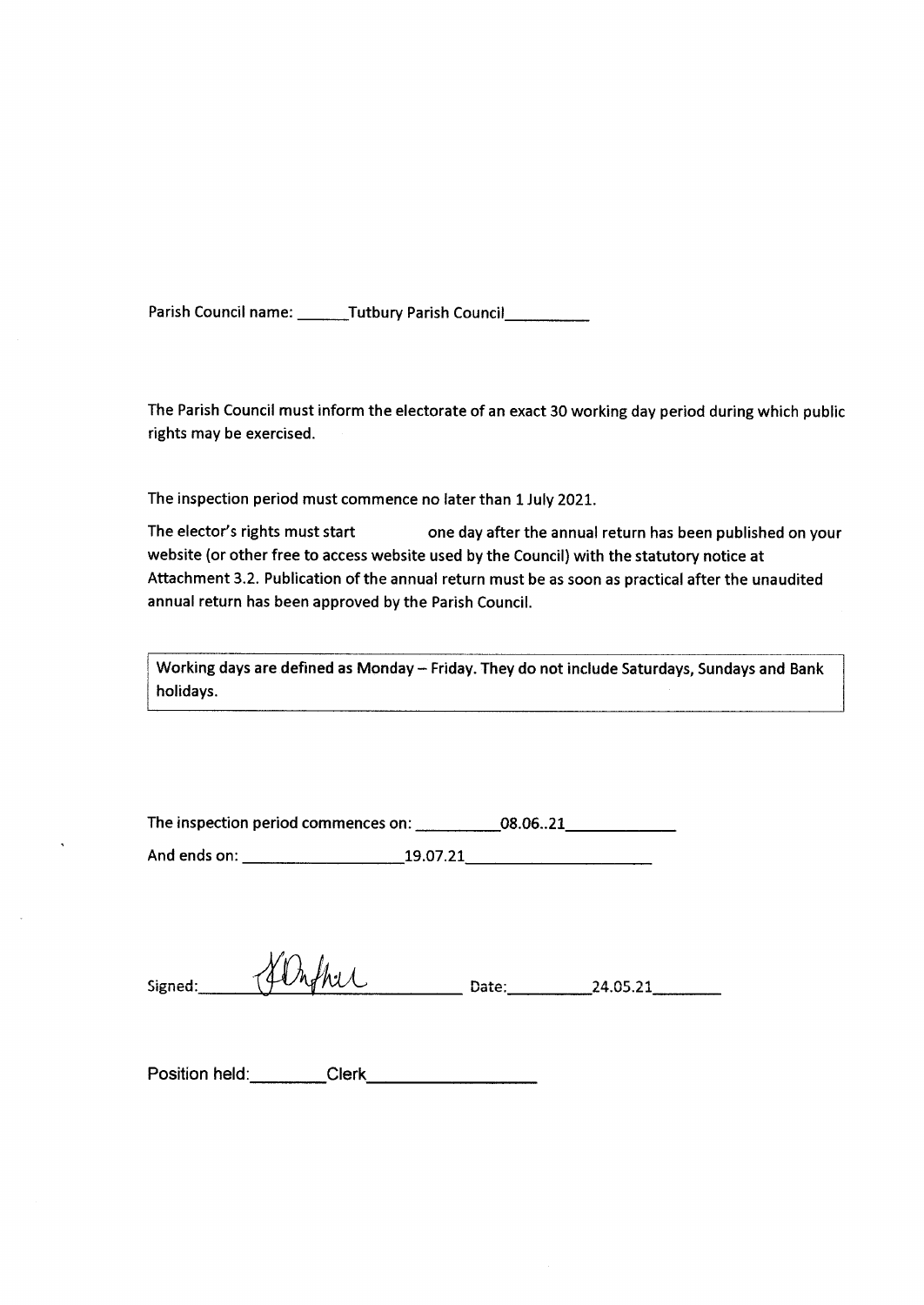Parish Council name: ______Tutbury Parish Council__________

The Parish Council must inform the electorate of an exact 30 working day period during which public rights may be exercised.

The inspection period must commence no later than 1 July 2021.

The elector's rights must start one day after the annual return has been published on your website (or other free to access website used by the Council) with the statutory notice at Attachment 3.2. Publication of the annual return must be as soon as practical after the unaudited annual return has been approved by the Parish Council.

**Working days are defined as Monday – Friday. They do not include Saturdays, Sundays and Bank holidays.**

The inspection period commences on: __________08.06..21____________

And ends on: __________________19.07.21____________________

Signed:______________________ Date:__________24.05.21________

Position held:________Clerk__________________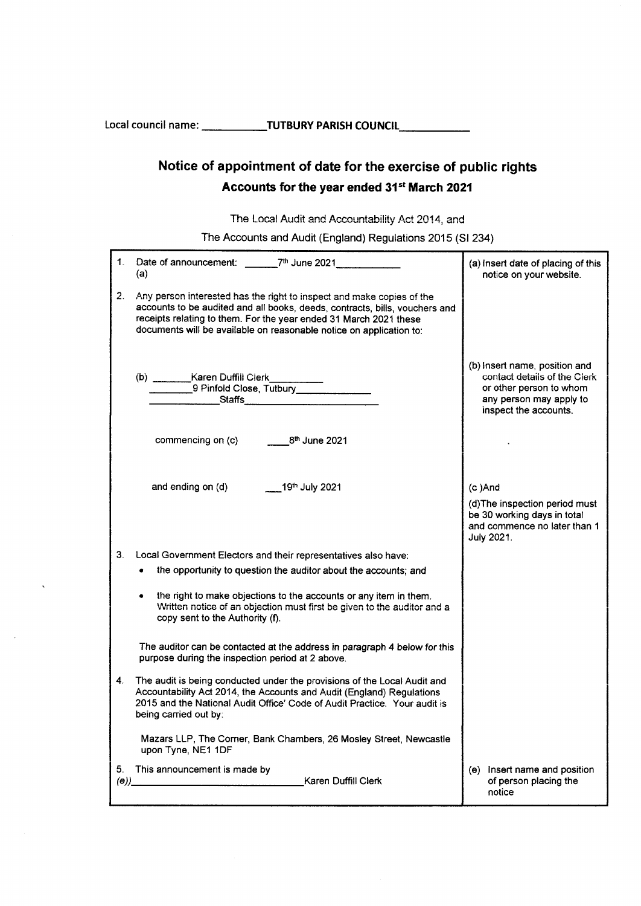Local council name: ___________TUTBURY PARISH COUNCIL___________

# Notice of appointment of date for the exercise of public rights

## Accounts for the year ended 31st March 2021

The Local Audit and Accountability Act 2014, and

The Accounts and Audit (England) Regulations 2015 (SI 234)

| | |
|---|---|
| 1. Date of announcement: ______7th June 2021___________ (a) | (a) Insert date of placing of this notice on your website. |
| 2. Any person interested has the right to inspect and make copies of the accounts to be audited and all books, deeds, contracts, bills, vouchers and receipts relating to them. For the year ended 31 March 2021 these documents will be available on reasonable notice on application to: | |
| (b) _______Karen Duffill Clerk__________ ________9 Pinfold Close, Tutbury_____________ _____________Staffs________________________ | (b) Insert name, position and contact details of the Clerk or other person to whom any person may apply to inspect the accounts. |
| commencing on (c) ____8th June 2021 | |
| and ending on (d) ___19th July 2021 | (c )And<br>(d)The inspection period must be 30 working days in total and commence no later than 1 July 2021. |
| 3. Local Government Electors and their representatives also have:<br>• the opportunity to question the auditor about the accounts; and<br>• the right to make objections to the accounts or any item in them. Written notice of an objection must first be given to the auditor and a copy sent to the Authority (f).<br><br>The auditor can be contacted at the address in paragraph 4 below for this purpose during the inspection period at 2 above. | |
| 4. The audit is being conducted under the provisions of the Local Audit and Accountability Act 2014, the Accounts and Audit (England) Regulations 2015 and the National Audit Office' Code of Audit Practice. Your audit is being carried out by:<br><br>Mazars LLP, The Corner, Bank Chambers, 26 Mosley Street, Newcastle upon Tyne, NE1 1DF | |
| 5. This announcement is made by (e))______________________________Karen Duffill Clerk | (e) Insert name and position of person placing the notice |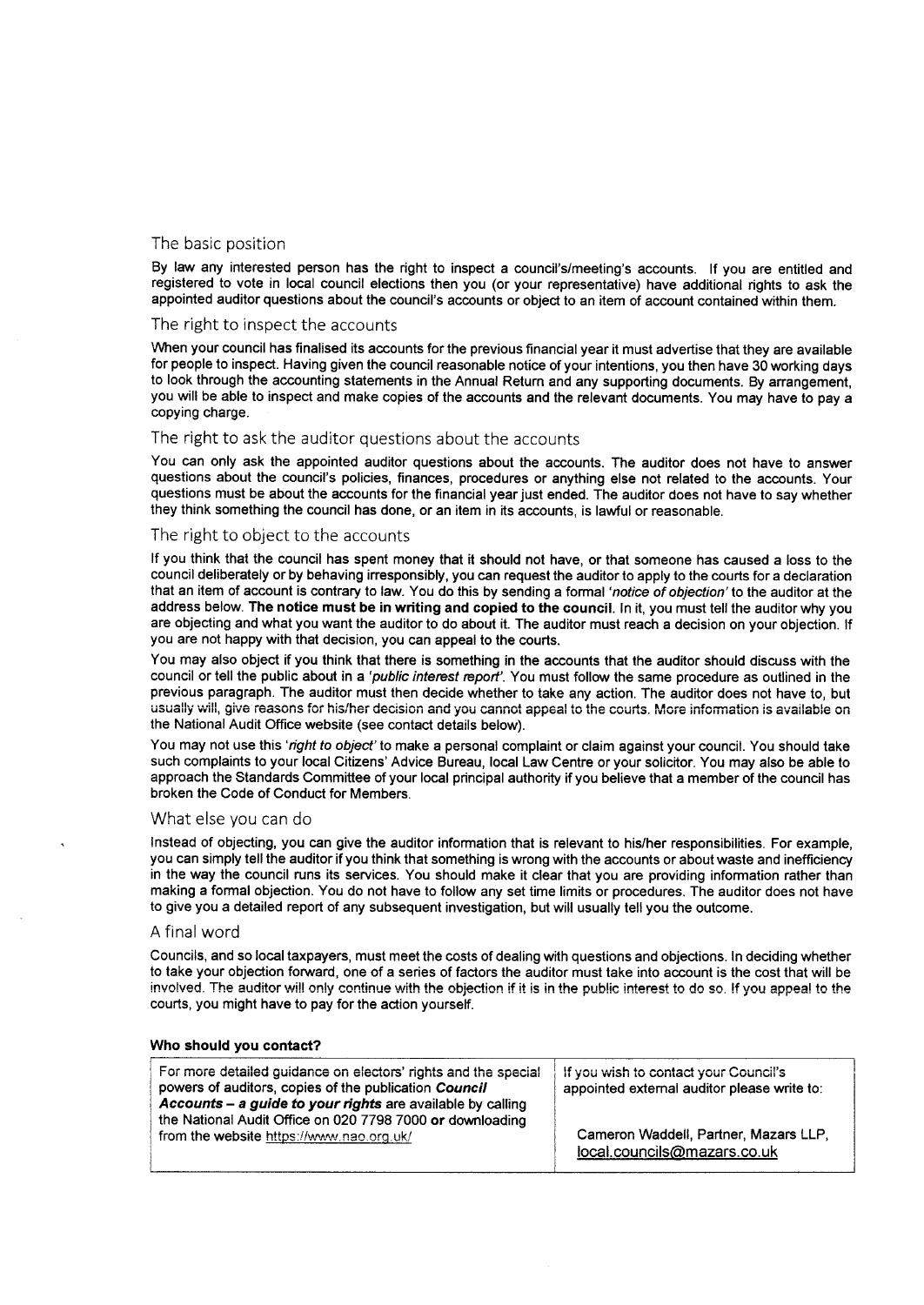## The basic position

By law any interested person has the right to inspect a council's/meeting's accounts. If you are entitled and registered to vote in local council elections then you (or your representative) have additional rights to ask the appointed auditor questions about the council's accounts or object to an item of account contained within them.

## The right to inspect the accounts

When your council has finalised its accounts for the previous financial year it must advertise that they are available for people to inspect. Having given the council reasonable notice of your intentions, you then have 30 working days to look through the accounting statements in the Annual Return and any supporting documents. By arrangement, you will be able to inspect and make copies of the accounts and the relevant documents. You may have to pay a copying charge.

## The right to ask the auditor questions about the accounts

You can only ask the appointed auditor questions about the accounts. The auditor does not have to answer questions about the council's policies, finances, procedures or anything else not related to the accounts. Your questions must be about the accounts for the financial year just ended. The auditor does not have to say whether they think something the council has done, or an item in its accounts, is lawful or reasonable.

## The right to object to the accounts

If you think that the council has spent money that it should not have, or that someone has caused a loss to the council deliberately or by behaving irresponsibly, you can request the auditor to apply to the courts for a declaration that an item of account is contrary to law. You do this by sending a formal *'notice of objection'* to the auditor at the address below. **The notice must be in writing and copied to the council.** In it, you must tell the auditor why you are objecting and what you want the auditor to do about it. The auditor must reach a decision on your objection. If you are not happy with that decision, you can appeal to the courts.

You may also object if you think that there is something in the accounts that the auditor should discuss with the council or tell the public about in a *'public interest report'*. You must follow the same procedure as outlined in the previous paragraph. The auditor must then decide whether to take any action. The auditor does not have to, but usually will, give reasons for his/her decision and you cannot appeal to the courts. More information is available on the National Audit Office website (see contact details below).

You may not use this *'right to object'* to make a personal complaint or claim against your council. You should take such complaints to your local Citizens' Advice Bureau, local Law Centre or your solicitor. You may also be able to approach the Standards Committee of your local principal authority if you believe that a member of the council has broken the Code of Conduct for Members.

## What else you can do

Instead of objecting, you can give the auditor information that is relevant to his/her responsibilities. For example, you can simply tell the auditor if you think that something is wrong with the accounts or about waste and inefficiency in the way the council runs its services. You should make it clear that you are providing information rather than making a formal objection. You do not have to follow any set time limits or procedures. The auditor does not have to give you a detailed report of any subsequent investigation, but will usually tell you the outcome.

## A final word

Councils, and so local taxpayers, must meet the costs of dealing with questions and objections. In deciding whether to take your objection forward, one of a series of factors the auditor must take into account is the cost that will be involved. The auditor will only continue with the objection if it is in the public interest to do so. If you appeal to the courts, you might have to pay for the action yourself.

**Who should you contact?**

| | |
|---|---|
| For more detailed guidance on electors' rights and the special powers of auditors, copies of the publication ***Council Accounts – a guide to your rights*** are available by calling the National Audit Office on 020 7798 7000 **or** downloading from the website https://www.nao.org.uk/ | If you wish to contact your Council's appointed external auditor please write to:<br><br>Cameron Waddell, Partner, Mazars LLP, local.councils@mazars.co.uk |